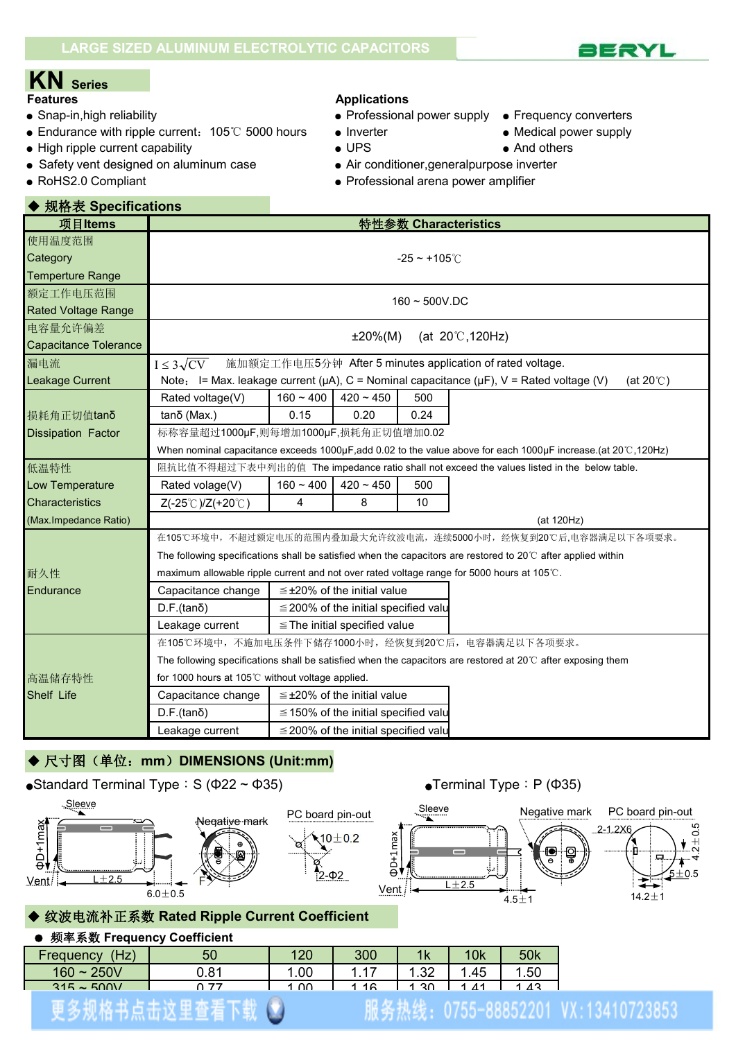LARGE SIZED ALUMINUM ELECTROLYTIC CAPACITORS

BERYL

# KN Series

**Features**

- Snap-in,high reliability
- Endurance with ripple current：105℃ 5000 hours
- High ripple current capability
- Safety vent designed on aluminum case
- RoHS2.0 Compliant

**Applications**

- Professional power supply
- Frequency converters
- Inverter
- Medical power supply
- UPS
- And others
- Air conditioner,generalpurpose inverter
- Professional arena power amplifier

## ◆ 规格表 Specifications

| 项目Items | 特性参数 Characteristics | | | |
|---|---|---|---|---|
| 使用温度范围 Category Temperture Range | -25 ~ +105℃ | | | |
| 额定工作电压范围 Rated Voltage Range | 160 ~ 500V.DC | | | |
| 电容量允许偏差 Capacitance Tolerance | ±20%(M) (at 20℃,120Hz) | | | |
| 漏电流 Leakage Current | $I \leq 3\sqrt{CV}$ 施加额定工作电压5分钟 After 5 minutes application of rated voltage. Note： I= Max. leakage current (μA), C = Nominal capacitance (μF), V = Rated voltage (V) (at 20℃) | | | |
| 损耗角正切值tanδ Dissipation Factor | Rated voltage(V) | 160 ~ 400 | 420 ~ 450 | 500 |
| | tanδ (Max.) | 0.15 | 0.20 | 0.24 |
| | 标称容量超过1000μF,则每增加1000μF,损耗角正切值增加0.02 When nominal capacitance exceeds 1000μF,add 0.02 to the value above for each 1000μF increase.(at 20℃,120Hz) | | | |
| 低温特性 Low Temperature Characteristics (Max.Impedance Ratio) | 阻抗比值不得超过下表中列出的值 The impedance ratio shall not exceed the values listed in the below table. | | | |
| | Rated volage(V) | 160 ~ 400 | 420 ~ 450 | 500 |
| | Z(-25℃)/Z(+20℃) | 4 | 8 | 10 |
| | (at 120Hz) | | | |
| 耐久性 Endurance | 在105℃环境中，不超过额定电压的范围内叠加最大允许纹波电流，连续5000小时，经恢复到20℃后,电容器满足以下各项要求。 The following specifications shall be satisfied when the capacitors are restored to 20℃ after applied within maximum allowable ripple current and not over rated voltage range for 5000 hours at 105℃. | | | |
| | Capacitance change | ≦±20% of the initial value | | |
| | D.F.(tanδ) | ≦200% of the initial specified valu | | |
| | Leakage current | ≦The initial specified value | | |
| 高温储存特性 Shelf Life | 在105℃环境中，不施加电压条件下储存1000小时，经恢复到20℃后，电容器满足以下各项要求。 The following specifications shall be satisfied when the capacitors are restored at 20℃ after exposing them for 1000 hours at 105℃ without voltage applied. | | | |
| | Capacitance change | ≦±20% of the initial value | | |
| | D.F.(tanδ) | ≦150% of the initial specified valu | | |
| | Leakage current | ≦200% of the initial specified valu | | |

## ◆ 尺寸图（单位：mm）DIMENSIONS (Unit:mm)

●Standard Terminal Type：S (Φ22 ~ Φ35)

Sleeve, ΦD+1max, Vent, L±2.5, 6.0±0.5, Negative mark, F, PC board pin-out, 10±0.2, 2-Φ2

●Terminal Type：P (Φ35)

Sleeve, ΦD+1max, Vent, L±2.5, 4.5±1, Negative mark, PC board pin-out, 2-1.2X6, 4.2±0.5, 5±0.5, 14.2±1

## ◆ 纹波电流补正系数 Rated Ripple Current Coefficient

● 频率系数 Frequency Coefficient

| Frequency (Hz) | 50 | 120 | 300 | 1k | 10k | 50k |
|---|---|---|---|---|---|---|
| 160 ~ 250V | 0.81 | 1.00 | 1.17 | 1.32 | 1.45 | 1.50 |
| 315 ~ 500V | 0.77 | 1.00 | 1.16 | 1.30 | 1.41 | 1.43 |

更多规格书点击这里查看下载 服务热线：0755-88852201 VX:13410723853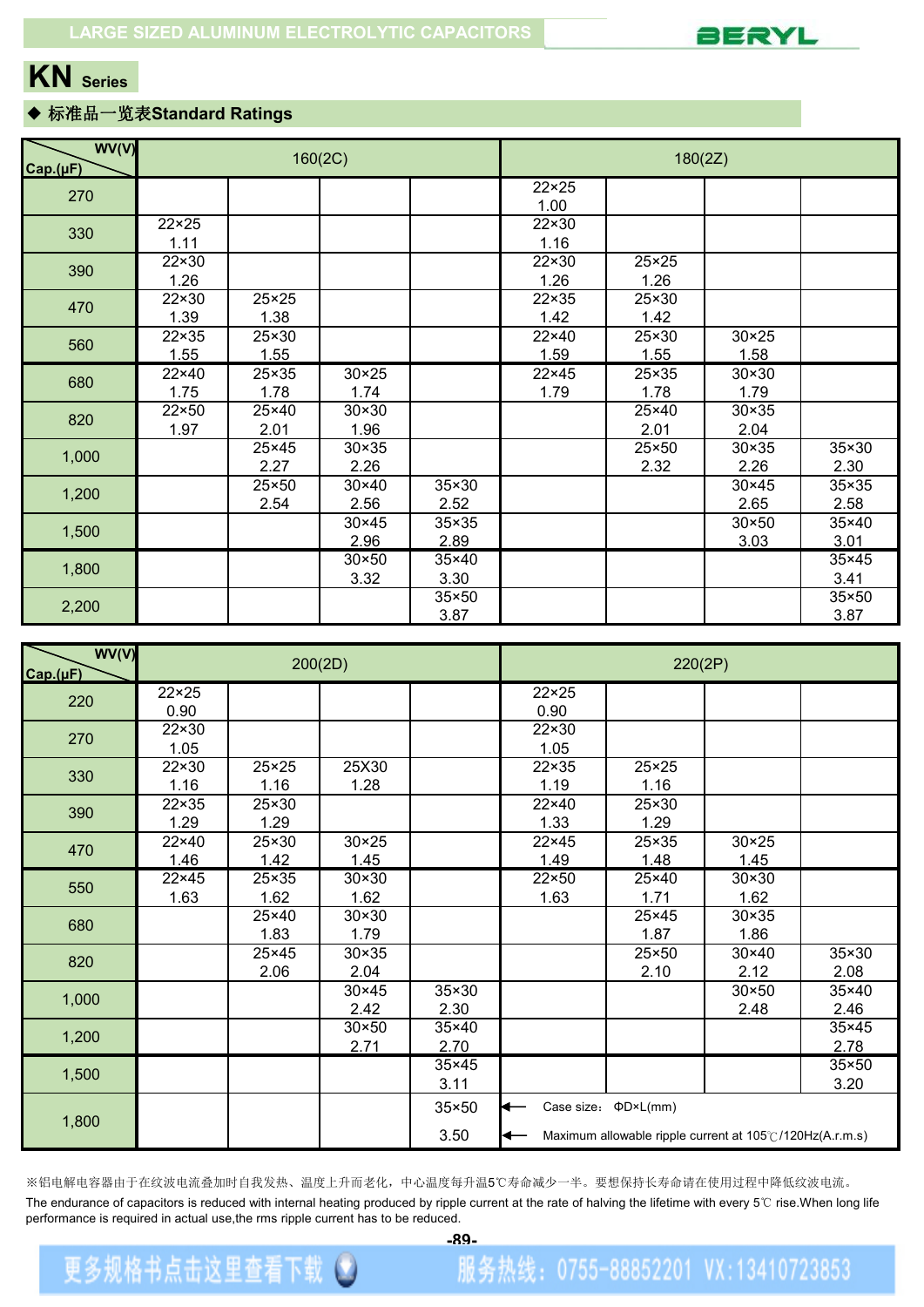LARGE SIZED ALUMINUM ELECTROLYTIC CAPACITORS

# KN Series

## ◆ 标准品一览表Standard Ratings

| WV(V) / Cap.(μF) | 160(2C) | | | | 180(2Z) | | | |
|---|---|---|---|---|---|---|---|---|
| 270 | | | | | 22×25 1.00 | | | |
| 330 | 22×25 1.11 | | | | 22×30 1.16 | | | |
| 390 | 22×30 1.26 | | | | 22×30 1.26 | 25×25 1.26 | | |
| 470 | 22×30 1.39 | 25×25 1.38 | | | 22×35 1.42 | 25×30 1.42 | | |
| 560 | 22×35 1.55 | 25×30 1.55 | | | 22×40 1.59 | 25×30 1.55 | 30×25 1.58 | |
| 680 | 22×40 1.75 | 25×35 1.78 | 30×25 1.74 | | 22×45 1.79 | 25×35 1.78 | 30×30 1.79 | |
| 820 | 22×50 1.97 | 25×40 2.01 | 30×30 1.96 | | | 25×40 2.01 | 30×35 2.04 | |
| 1,000 | | 25×45 2.27 | 30×35 2.26 | | | 25×50 2.32 | 30×35 2.26 | 35×30 2.30 |
| 1,200 | | 25×50 2.54 | 30×40 2.56 | 35×30 2.52 | | | 30×45 2.65 | 35×35 2.58 |
| 1,500 | | | 30×45 2.96 | 35×35 2.89 | | | 30×50 3.03 | 35×40 3.01 |
| 1,800 | | | 30×50 3.32 | 35×40 3.30 | | | | 35×45 3.41 |
| 2,200 | | | | 35×50 3.87 | | | | 35×50 3.87 |

| WV(V) / Cap.(μF) | 200(2D) | | | | 220(2P) | | | |
|---|---|---|---|---|---|---|---|---|
| 220 | 22×25 0.90 | | | | 22×25 0.90 | | | |
| 270 | 22×30 1.05 | | | | 22×30 1.05 | | | |
| 330 | 22×30 1.16 | 25×25 1.16 | 25X30 1.28 | | 22×35 1.19 | 25×25 1.16 | | |
| 390 | 22×35 1.29 | 25×30 1.29 | | | 22×40 1.33 | 25×30 1.29 | | |
| 470 | 22×40 1.46 | 25×30 1.42 | 30×25 1.45 | | 22×45 1.49 | 25×35 1.48 | 30×25 1.45 | |
| 550 | 22×45 1.63 | 25×35 1.62 | 30×30 1.62 | | 22×50 1.63 | 25×40 1.71 | 30×30 1.62 | |
| 680 | | 25×40 1.83 | 30×30 1.79 | | | 25×45 1.87 | 30×35 1.86 | |
| 820 | | 25×45 2.06 | 30×35 2.04 | | | 25×50 2.10 | 30×40 2.12 | 35×30 2.08 |
| 1,000 | | | 30×45 2.42 | 35×30 2.30 | | | 30×50 2.48 | 35×40 2.46 |
| 1,200 | | | 30×50 2.71 | 35×40 2.70 | | | | 35×45 2.78 |
| 1,500 | | | | 35×45 3.11 | | | | 35×50 3.20 |
| 1,800 | | | | 35×50 3.50 | ← Case size: ΦD×L(mm) ← Maximum allowable ripple current at 105℃/120Hz(A.r.m.s) | | | |

※铝电解电容器由于在纹波电流叠加时自我发热、温度上升而老化，中心温度每升温5℃寿命减少一半。要想保持长寿命请在使用过程中降低纹波电流。

The endurance of capacitors is reduced with internal heating produced by ripple current at the rate of halving the lifetime with every 5℃ rise.When long life performance is required in actual use,the rms ripple current has to be reduced.

更多规格书点击这里查看下载 服务热线：0755-88852201 VX:13410723853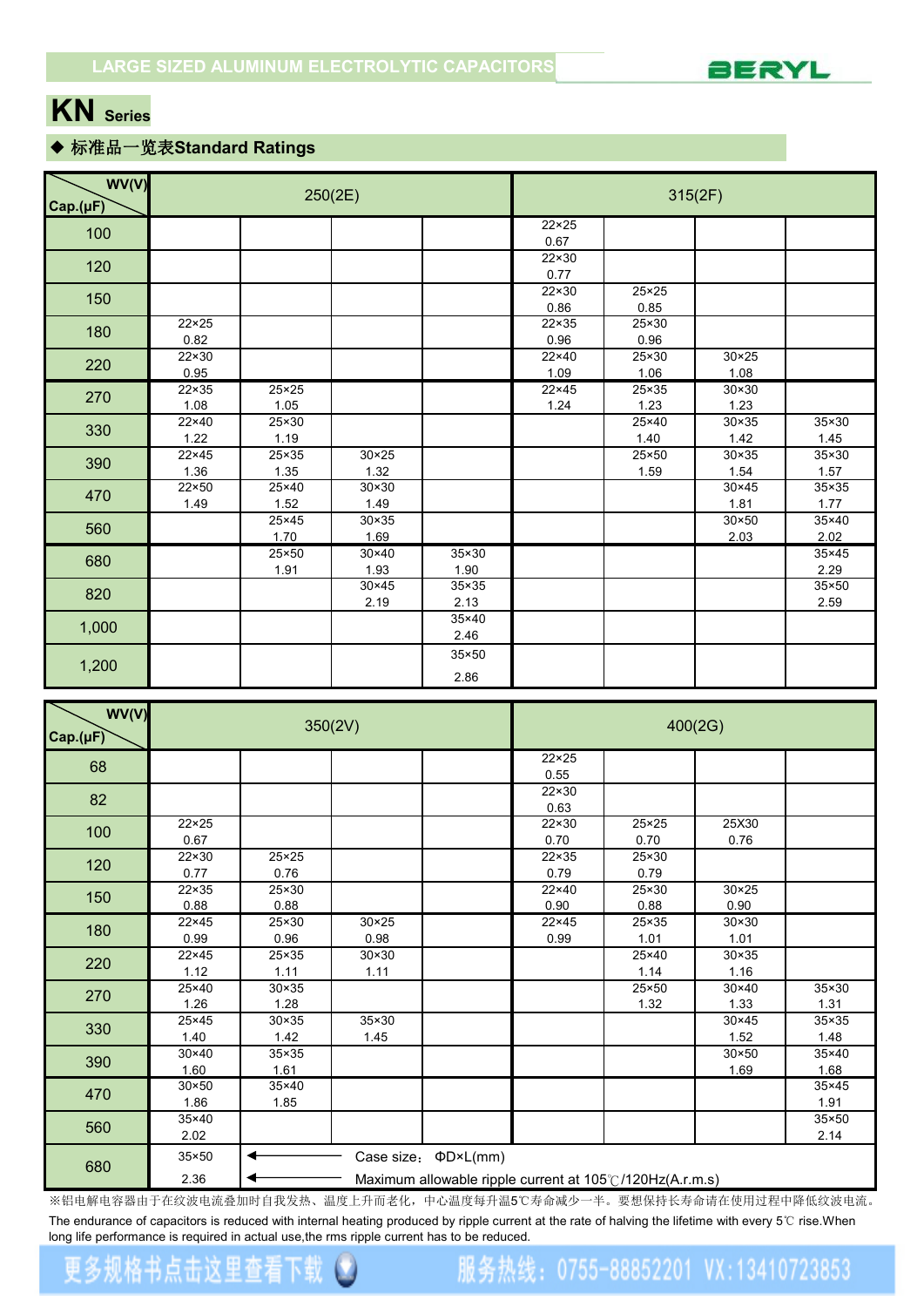LARGE SIZED ALUMINUM ELECTROLYTIC CAPACITORS

# KN Series

## ◆ 标准品一览表Standard Ratings

| WV(V) / Cap.(μF) | 250(2E) | | | | 315(2F) | | | |
|---|---|---|---|---|---|---|---|---|
| 100 | | | | | 22×25<br>0.67 | | | |
| 120 | | | | | 22×30<br>0.77 | | | |
| 150 | | | | | 22×30<br>0.86 | 25×25<br>0.85 | | |
| 180 | 22×25<br>0.82 | | | | 22×35<br>0.96 | 25×30<br>0.96 | | |
| 220 | 22×30<br>0.95 | | | | 22×40<br>1.09 | 25×30<br>1.06 | 30×25<br>1.08 | |
| 270 | 22×35<br>1.08 | 25×25<br>1.05 | | | 22×45<br>1.24 | 25×35<br>1.23 | 30×30<br>1.23 | |
| 330 | 22×40<br>1.22 | 25×30<br>1.19 | | | | 25×40<br>1.40 | 30×35<br>1.42 | 35×30<br>1.45 |
| 390 | 22×45<br>1.36 | 25×35<br>1.35 | 30×25<br>1.32 | | | 25×50<br>1.59 | 30×35<br>1.54 | 35×30<br>1.57 |
| 470 | 22×50<br>1.49 | 25×40<br>1.52 | 30×30<br>1.49 | | | | 30×45<br>1.81 | 35×35<br>1.77 |
| 560 | | 25×45<br>1.70 | 30×35<br>1.69 | | | | 30×50<br>2.03 | 35×40<br>2.02 |
| 680 | | 25×50<br>1.91 | 30×40<br>1.93 | 35×30<br>1.90 | | | | 35×45<br>2.29 |
| 820 | | | 30×45<br>2.19 | 35×35<br>2.13 | | | | 35×50<br>2.59 |
| 1,000 | | | | 35×40<br>2.46 | | | | |
| 1,200 | | | | 35×50<br>2.86 | | | | |

| WV(V) / Cap.(μF) | 350(2V) | | | | 400(2G) | | | |
|---|---|---|---|---|---|---|---|---|
| 68 | | | | | 22×25<br>0.55 | | | |
| 82 | | | | | 22×30<br>0.63 | | | |
| 100 | 22×25<br>0.67 | | | | 22×30<br>0.70 | 25×25<br>0.70 | 25X30<br>0.76 | |
| 120 | 22×30<br>0.77 | 25×25<br>0.76 | | | 22×35<br>0.79 | 25×30<br>0.79 | | |
| 150 | 22×35<br>0.88 | 25×30<br>0.88 | | | 22×40<br>0.90 | 25×30<br>0.88 | 30×25<br>0.90 | |
| 180 | 22×45<br>0.99 | 25×30<br>0.96 | 30×25<br>0.98 | | 22×45<br>0.99 | 25×35<br>1.01 | 30×30<br>1.01 | |
| 220 | 22×45<br>1.12 | 25×35<br>1.11 | 30×30<br>1.11 | | | 25×40<br>1.14 | 30×35<br>1.16 | |
| 270 | 25×40<br>1.26 | 30×35<br>1.28 | | | | 25×50<br>1.32 | 30×40<br>1.33 | 35×30<br>1.31 |
| 330 | 25×45<br>1.40 | 30×35<br>1.42 | 35×30<br>1.45 | | | | 30×45<br>1.52 | 35×35<br>1.48 |
| 390 | 30×40<br>1.60 | 35×35<br>1.61 | | | | | 30×50<br>1.69 | 35×40<br>1.68 |
| 470 | 30×50<br>1.86 | 35×40<br>1.85 | | | | | | 35×45<br>1.91 |
| 560 | 35×40<br>2.02 | | | | | | | 35×50<br>2.14 |
| 680 | 35×50<br>2.36 | ← Case size：ΦD×L(mm)<br>← Maximum allowable ripple current at 105℃/120Hz(A.r.m.s) | | | | | | |

※铝电解电容器由于在纹波电流叠加时自我发热、温度上升而老化，中心温度每升温5℃寿命减少一半。要想保持长寿命请在使用过程中降低纹波电流。

The endurance of capacitors is reduced with internal heating produced by ripple current at the rate of halving the lifetime with every 5℃ rise.When long life performance is required in actual use,the rms ripple current has to be reduced.

更多规格书点击这里查看下载　服务热线：0755-88852201 VX:13410723853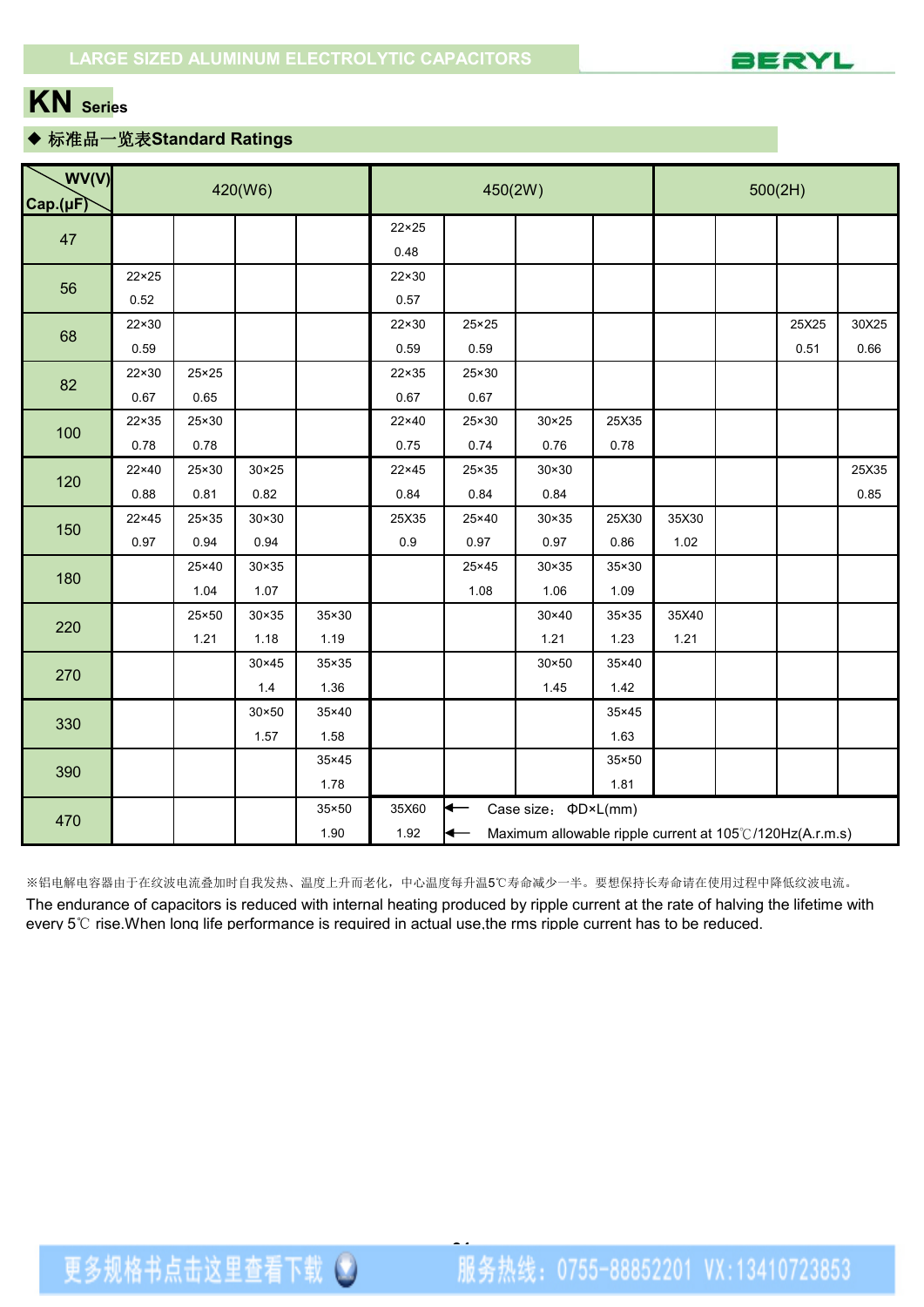# KN Series

## ◆ 标准品一览表Standard Ratings

| WV(V) / Cap.(μF) | 420(W6) | | | | 450(2W) | | | | 500(2H) | | | |
|---|---|---|---|---|---|---|---|---|---|---|---|---|
| 47 | | | | | 22×25<br>0.48 | | | | | | | |
| 56 | 22×25<br>0.52 | | | | 22×30<br>0.57 | | | | | | | |
| 68 | 22×30<br>0.59 | | | | 22×30<br>0.59 | 25×25<br>0.59 | | | | | 25X25<br>0.51 | 30X25<br>0.66 |
| 82 | 22×30<br>0.67 | 25×25<br>0.65 | | | 22×35<br>0.67 | 25×30<br>0.67 | | | | | | |
| 100 | 22×35<br>0.78 | 25×30<br>0.78 | | | 22×40<br>0.75 | 25×30<br>0.74 | 30×25<br>0.76 | 25X35<br>0.78 | | | | |
| 120 | 22×40<br>0.88 | 25×30<br>0.81 | 30×25<br>0.82 | | 22×45<br>0.84 | 25×35<br>0.84 | 30×30<br>0.84 | | | | | 25X35<br>0.85 |
| 150 | 22×45<br>0.97 | 25×35<br>0.94 | 30×30<br>0.94 | | 25X35<br>0.9 | 25×40<br>0.97 | 30×35<br>0.97 | 25X30<br>0.86 | 35X30<br>1.02 | | | |
| 180 | | 25×40<br>1.04 | 30×35<br>1.07 | | | 25×45<br>1.08 | 30×35<br>1.06 | 35×30<br>1.09 | | | | |
| 220 | | 25×50<br>1.21 | 30×35<br>1.18 | 35×30<br>1.19 | | | 30×40<br>1.21 | 35×35<br>1.23 | 35X40<br>1.21 | | | |
| 270 | | | 30×45<br>1.4 | 35×35<br>1.36 | | | 30×50<br>1.45 | 35×40<br>1.42 | | | | |
| 330 | | | 30×50<br>1.57 | 35×40<br>1.58 | | | | 35×45<br>1.63 | | | | |
| 390 | | | | 35×45<br>1.78 | | | | 35×50<br>1.81 | | | | |
| 470 | | | | 35×50<br>1.90 | 35X60<br>1.92 | ← Case size： ΦD×L(mm)<br>← Maximum allowable ripple current at 105℃/120Hz(A.r.m.s) | | | | | | |

※铝电解电容器由于在纹波电流叠加时自我发热、温度上升而老化，中心温度每升温5℃寿命减少一半。要想保持长寿命请在使用过程中降低纹波电流。

The endurance of capacitors is reduced with internal heating produced by ripple current at the rate of halving the lifetime with every 5℃ rise.When long life performance is required in actual use,the rms ripple current has to be reduced.